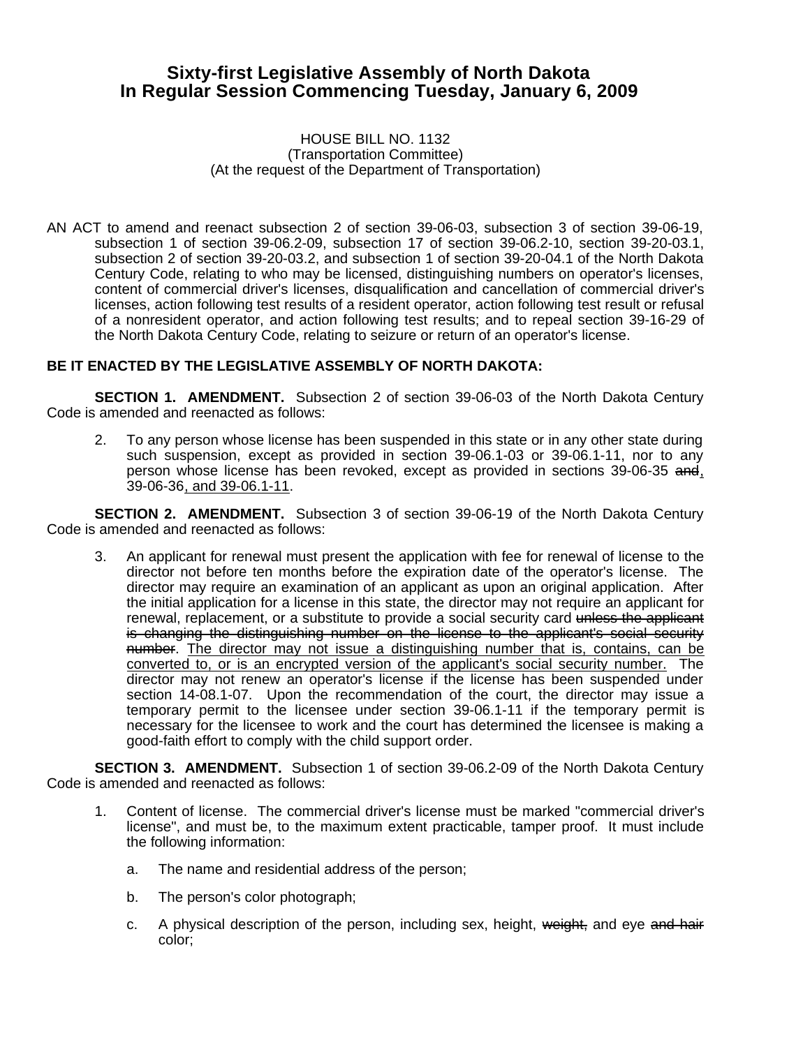# Sixty-first Legislative Assembly of North Dakota
# In Regular Session Commencing Tuesday, January 6, 2009

HOUSE BILL NO. 1132
(Transportation Committee)
(At the request of the Department of Transportation)

AN ACT to amend and reenact subsection 2 of section 39-06-03, subsection 3 of section 39-06-19, subsection 1 of section 39-06.2-09, subsection 17 of section 39-06.2-10, section 39-20-03.1, subsection 2 of section 39-20-03.2, and subsection 1 of section 39-20-04.1 of the North Dakota Century Code, relating to who may be licensed, distinguishing numbers on operator's licenses, content of commercial driver's licenses, disqualification and cancellation of commercial driver's licenses, action following test results of a resident operator, action following test result or refusal of a nonresident operator, and action following test results; and to repeal section 39-16-29 of the North Dakota Century Code, relating to seizure or return of an operator's license.

**BE IT ENACTED BY THE LEGISLATIVE ASSEMBLY OF NORTH DAKOTA:**

**SECTION 1. AMENDMENT.** Subsection 2 of section 39-06-03 of the North Dakota Century Code is amended and reenacted as follows:

2. To any person whose license has been suspended in this state or in any other state during such suspension, except as provided in section 39-06.1-03 or 39-06.1-11, nor to any person whose license has been revoked, except as provided in sections 39-06-35 ~~and~~<u>,</u> 39-06-36<u>, and 39-06.1-11</u>.

**SECTION 2. AMENDMENT.** Subsection 3 of section 39-06-19 of the North Dakota Century Code is amended and reenacted as follows:

3. An applicant for renewal must present the application with fee for renewal of license to the director not before ten months before the expiration date of the operator's license. The director may require an examination of an applicant as upon an original application. After the initial application for a license in this state, the director may not require an applicant for renewal, replacement, or a substitute to provide a social security card ~~unless the applicant is changing the distinguishing number on the license to the applicant's social security number~~. <u>The director may not issue a distinguishing number that is, contains, can be converted to, or is an encrypted version of the applicant's social security number.</u> The director may not renew an operator's license if the license has been suspended under section 14-08.1-07. Upon the recommendation of the court, the director may issue a temporary permit to the licensee under section 39-06.1-11 if the temporary permit is necessary for the licensee to work and the court has determined the licensee is making a good-faith effort to comply with the child support order.

**SECTION 3. AMENDMENT.** Subsection 1 of section 39-06.2-09 of the North Dakota Century Code is amended and reenacted as follows:

1. Content of license. The commercial driver's license must be marked "commercial driver's license", and must be, to the maximum extent practicable, tamper proof. It must include the following information:

   a. The name and residential address of the person;

   b. The person's color photograph;

   c. A physical description of the person, including sex, height, ~~weight,~~ and eye ~~and hair~~ color;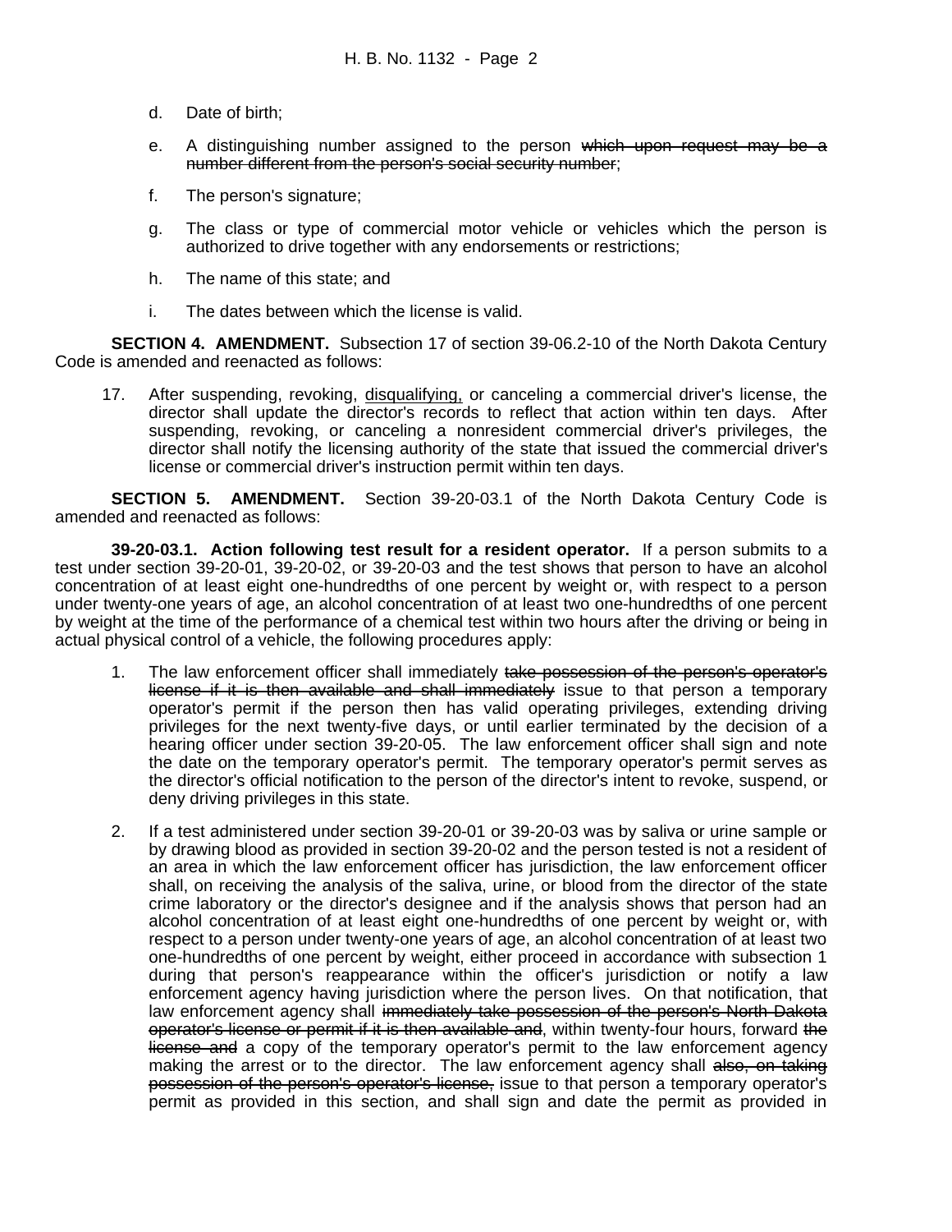d. Date of birth;

e. A distinguishing number assigned to the person ~~which upon request may be a number different from the person's social security number~~;

f. The person's signature;

g. The class or type of commercial motor vehicle or vehicles which the person is authorized to drive together with any endorsements or restrictions;

h. The name of this state; and

i. The dates between which the license is valid.

**SECTION 4. AMENDMENT.** Subsection 17 of section 39-06.2-10 of the North Dakota Century Code is amended and reenacted as follows:

17. After suspending, revoking, <u>disqualifying,</u> or canceling a commercial driver's license, the director shall update the director's records to reflect that action within ten days. After suspending, revoking, or canceling a nonresident commercial driver's privileges, the director shall notify the licensing authority of the state that issued the commercial driver's license or commercial driver's instruction permit within ten days.

**SECTION 5. AMENDMENT.** Section 39-20-03.1 of the North Dakota Century Code is amended and reenacted as follows:

**39-20-03.1. Action following test result for a resident operator.** If a person submits to a test under section 39-20-01, 39-20-02, or 39-20-03 and the test shows that person to have an alcohol concentration of at least eight one-hundredths of one percent by weight or, with respect to a person under twenty-one years of age, an alcohol concentration of at least two one-hundredths of one percent by weight at the time of the performance of a chemical test within two hours after the driving or being in actual physical control of a vehicle, the following procedures apply:

1. The law enforcement officer shall immediately ~~take possession of the person's operator's license if it is then available and shall immediately~~ issue to that person a temporary operator's permit if the person then has valid operating privileges, extending driving privileges for the next twenty-five days, or until earlier terminated by the decision of a hearing officer under section 39-20-05. The law enforcement officer shall sign and note the date on the temporary operator's permit. The temporary operator's permit serves as the director's official notification to the person of the director's intent to revoke, suspend, or deny driving privileges in this state.

2. If a test administered under section 39-20-01 or 39-20-03 was by saliva or urine sample or by drawing blood as provided in section 39-20-02 and the person tested is not a resident of an area in which the law enforcement officer has jurisdiction, the law enforcement officer shall, on receiving the analysis of the saliva, urine, or blood from the director of the state crime laboratory or the director's designee and if the analysis shows that person had an alcohol concentration of at least eight one-hundredths of one percent by weight or, with respect to a person under twenty-one years of age, an alcohol concentration of at least two one-hundredths of one percent by weight, either proceed in accordance with subsection 1 during that person's reappearance within the officer's jurisdiction or notify a law enforcement agency having jurisdiction where the person lives. On that notification, that law enforcement agency shall ~~immediately take possession of the person's North Dakota operator's license or permit if it is then available and~~, within twenty-four hours, forward ~~the license and~~ a copy of the temporary operator's permit to the law enforcement agency making the arrest or to the director. The law enforcement agency shall ~~also, on taking possession of the person's operator's license,~~ issue to that person a temporary operator's permit as provided in this section, and shall sign and date the permit as provided in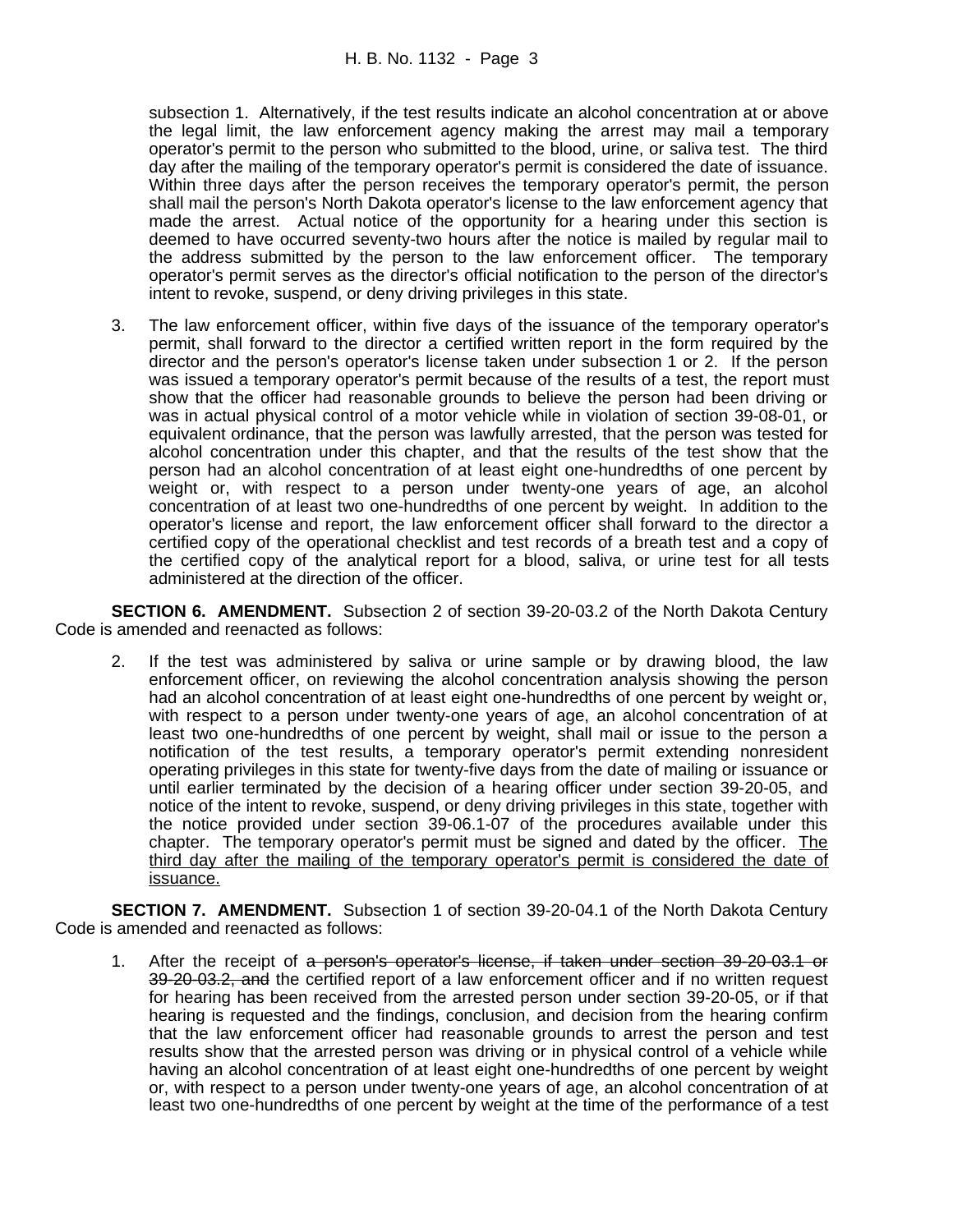subsection 1. Alternatively, if the test results indicate an alcohol concentration at or above the legal limit, the law enforcement agency making the arrest may mail a temporary operator's permit to the person who submitted to the blood, urine, or saliva test. The third day after the mailing of the temporary operator's permit is considered the date of issuance. Within three days after the person receives the temporary operator's permit, the person shall mail the person's North Dakota operator's license to the law enforcement agency that made the arrest. Actual notice of the opportunity for a hearing under this section is deemed to have occurred seventy-two hours after the notice is mailed by regular mail to the address submitted by the person to the law enforcement officer. The temporary operator's permit serves as the director's official notification to the person of the director's intent to revoke, suspend, or deny driving privileges in this state.

3. The law enforcement officer, within five days of the issuance of the temporary operator's permit, shall forward to the director a certified written report in the form required by the director and the person's operator's license taken under subsection 1 or 2. If the person was issued a temporary operator's permit because of the results of a test, the report must show that the officer had reasonable grounds to believe the person had been driving or was in actual physical control of a motor vehicle while in violation of section 39-08-01, or equivalent ordinance, that the person was lawfully arrested, that the person was tested for alcohol concentration under this chapter, and that the results of the test show that the person had an alcohol concentration of at least eight one-hundredths of one percent by weight or, with respect to a person under twenty-one years of age, an alcohol concentration of at least two one-hundredths of one percent by weight. In addition to the operator's license and report, the law enforcement officer shall forward to the director a certified copy of the operational checklist and test records of a breath test and a copy of the certified copy of the analytical report for a blood, saliva, or urine test for all tests administered at the direction of the officer.

**SECTION 6. AMENDMENT.** Subsection 2 of section 39-20-03.2 of the North Dakota Century Code is amended and reenacted as follows:

2. If the test was administered by saliva or urine sample or by drawing blood, the law enforcement officer, on reviewing the alcohol concentration analysis showing the person had an alcohol concentration of at least eight one-hundredths of one percent by weight or, with respect to a person under twenty-one years of age, an alcohol concentration of at least two one-hundredths of one percent by weight, shall mail or issue to the person a notification of the test results, a temporary operator's permit extending nonresident operating privileges in this state for twenty-five days from the date of mailing or issuance or until earlier terminated by the decision of a hearing officer under section 39-20-05, and notice of the intent to revoke, suspend, or deny driving privileges in this state, together with the notice provided under section 39-06.1-07 of the procedures available under this chapter. The temporary operator's permit must be signed and dated by the officer. <u>The third day after the mailing of the temporary operator's permit is considered the date of issuance.</u>

**SECTION 7. AMENDMENT.** Subsection 1 of section 39-20-04.1 of the North Dakota Century Code is amended and reenacted as follows:

1. After the receipt of ~~a person's operator's license, if taken under section 39-20-03.1 or 39-20-03.2, and~~ the certified report of a law enforcement officer and if no written request for hearing has been received from the arrested person under section 39-20-05, or if that hearing is requested and the findings, conclusion, and decision from the hearing confirm that the law enforcement officer had reasonable grounds to arrest the person and test results show that the arrested person was driving or in physical control of a vehicle while having an alcohol concentration of at least eight one-hundredths of one percent by weight or, with respect to a person under twenty-one years of age, an alcohol concentration of at least two one-hundredths of one percent by weight at the time of the performance of a test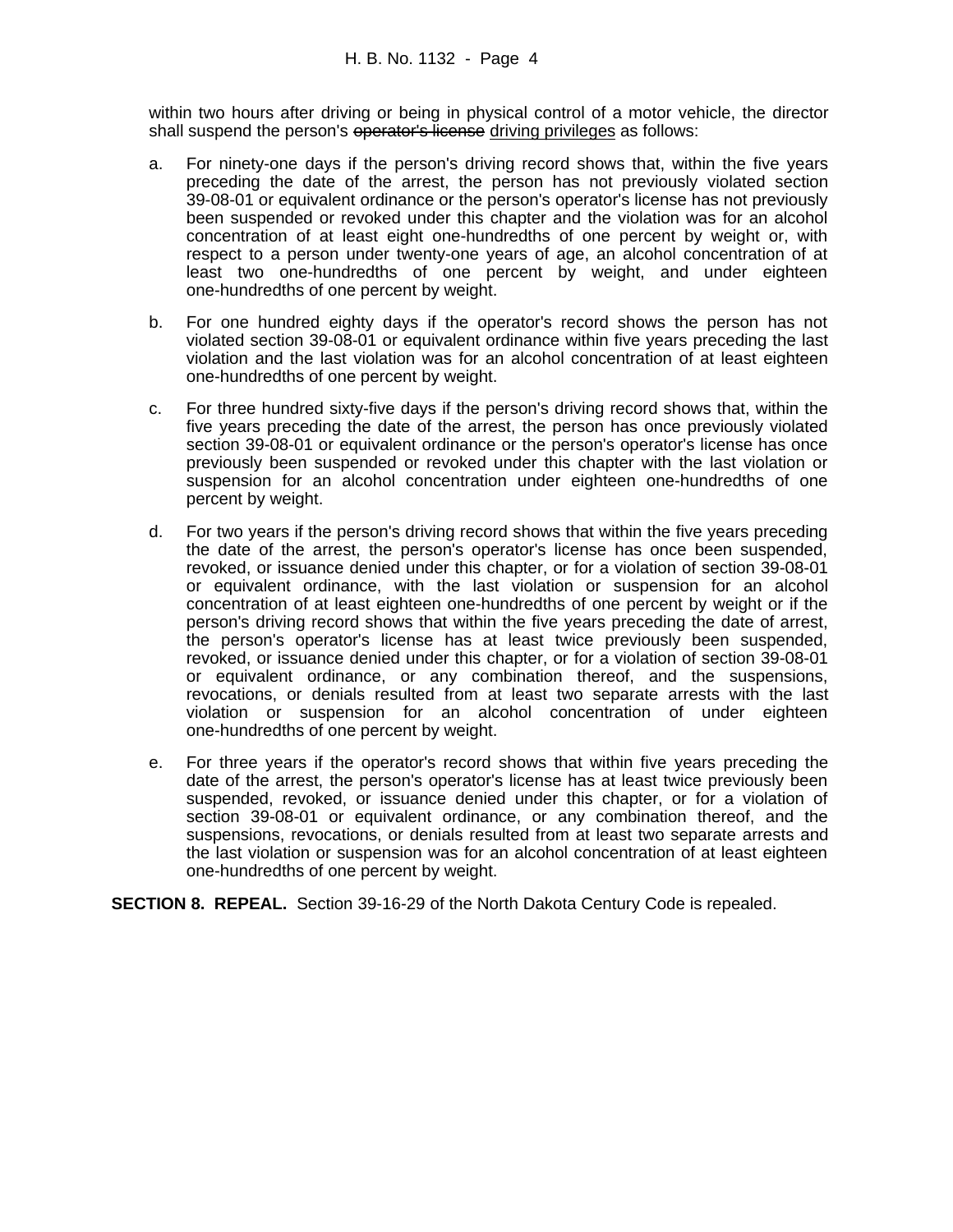within two hours after driving or being in physical control of a motor vehicle, the director shall suspend the person's ~~operator's license~~ <u>driving privileges</u> as follows:

a. For ninety-one days if the person's driving record shows that, within the five years preceding the date of the arrest, the person has not previously violated section 39-08-01 or equivalent ordinance or the person's operator's license has not previously been suspended or revoked under this chapter and the violation was for an alcohol concentration of at least eight one-hundredths of one percent by weight or, with respect to a person under twenty-one years of age, an alcohol concentration of at least two one-hundredths of one percent by weight, and under eighteen one-hundredths of one percent by weight.

b. For one hundred eighty days if the operator's record shows the person has not violated section 39-08-01 or equivalent ordinance within five years preceding the last violation and the last violation was for an alcohol concentration of at least eighteen one-hundredths of one percent by weight.

c. For three hundred sixty-five days if the person's driving record shows that, within the five years preceding the date of the arrest, the person has once previously violated section 39-08-01 or equivalent ordinance or the person's operator's license has once previously been suspended or revoked under this chapter with the last violation or suspension for an alcohol concentration under eighteen one-hundredths of one percent by weight.

d. For two years if the person's driving record shows that within the five years preceding the date of the arrest, the person's operator's license has once been suspended, revoked, or issuance denied under this chapter, or for a violation of section 39-08-01 or equivalent ordinance, with the last violation or suspension for an alcohol concentration of at least eighteen one-hundredths of one percent by weight or if the person's driving record shows that within the five years preceding the date of arrest, the person's operator's license has at least twice previously been suspended, revoked, or issuance denied under this chapter, or for a violation of section 39-08-01 or equivalent ordinance, or any combination thereof, and the suspensions, revocations, or denials resulted from at least two separate arrests with the last violation or suspension for an alcohol concentration of under eighteen one-hundredths of one percent by weight.

e. For three years if the operator's record shows that within five years preceding the date of the arrest, the person's operator's license has at least twice previously been suspended, revoked, or issuance denied under this chapter, or for a violation of section 39-08-01 or equivalent ordinance, or any combination thereof, and the suspensions, revocations, or denials resulted from at least two separate arrests and the last violation or suspension was for an alcohol concentration of at least eighteen one-hundredths of one percent by weight.

**SECTION 8. REPEAL.** Section 39-16-29 of the North Dakota Century Code is repealed.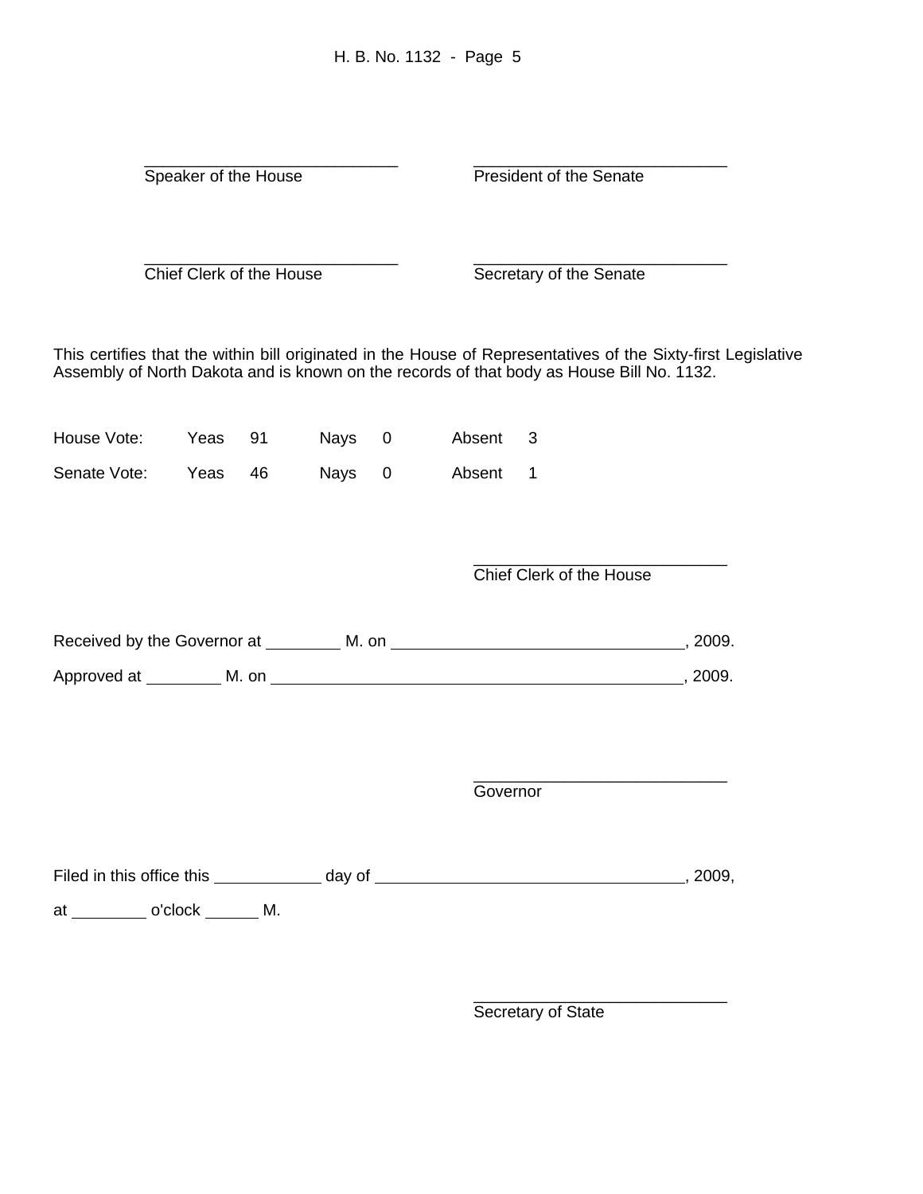Speaker of the House ______________________________ President of the Senate ______________________________

Chief Clerk of the House ______________________________ Secretary of the Senate ______________________________

This certifies that the within bill originated in the House of Representatives of the Sixty-first Legislative Assembly of North Dakota and is known on the records of that body as House Bill No. 1132.

| | | | | | | |
|---|---|---|---|---|---|---|
| House Vote: | Yeas | 91 | Nays | 0 | Absent | 3 |
| Senate Vote: | Yeas | 46 | Nays | 0 | Absent | 1 |

______________________________
Chief Clerk of the House

Received by the Governor at ________ M. on ________________________________, 2009.

Approved at ________ M. on ____________________________________________, 2009.

______________________________
Governor

Filed in this office this ____________ day of __________________________________, 2009,

at ________ o'clock ______ M.

______________________________
Secretary of State